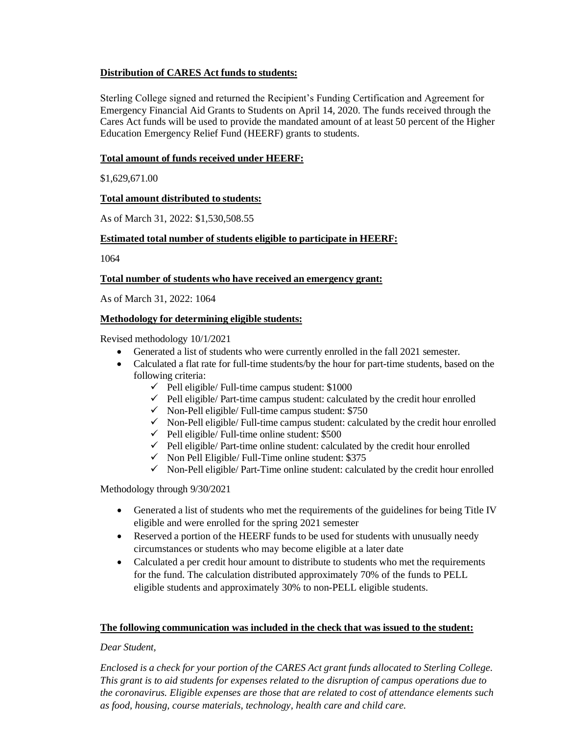**Distribution of CARES Act funds to students:**

Sterling College signed and returned the Recipient's Funding Certification and Agreement for Emergency Financial Aid Grants to Students on April 14, 2020. The funds received through the Cares Act funds will be used to provide the mandated amount of at least 50 percent of the Higher Education Emergency Relief Fund (HEERF) grants to students.

**Total amount of funds received under HEERF:**

$1,629,671.00

**Total amount distributed to students:**

As of March 31, 2022: $1,530,508.55

**Estimated total number of students eligible to participate in HEERF:**

1064

**Total number of students who have received an emergency grant:**

As of March 31, 2022: 1064

**Methodology for determining eligible students:**

Revised methodology 10/1/2021

- Generated a list of students who were currently enrolled in the fall 2021 semester.
- Calculated a flat rate for full-time students/by the hour for part-time students, based on the following criteria:
    - ✓ Pell eligible/ Full-time campus student: $1000
    - ✓ Pell eligible/ Part-time campus student: calculated by the credit hour enrolled
    - ✓ Non-Pell eligible/ Full-time campus student: $750
    - ✓ Non-Pell eligible/ Full-time campus student: calculated by the credit hour enrolled
    - ✓ Pell eligible/ Full-time online student: $500
    - ✓ Pell eligible/ Part-time online student: calculated by the credit hour enrolled
    - ✓ Non Pell Eligible/ Full-Time online student: $375
    - ✓ Non-Pell eligible/ Part-Time online student: calculated by the credit hour enrolled

Methodology through 9/30/2021

- Generated a list of students who met the requirements of the guidelines for being Title IV eligible and were enrolled for the spring 2021 semester
- Reserved a portion of the HEERF funds to be used for students with unusually needy circumstances or students who may become eligible at a later date
- Calculated a per credit hour amount to distribute to students who met the requirements for the fund. The calculation distributed approximately 70% of the funds to PELL eligible students and approximately 30% to non-PELL eligible students.

**The following communication was included in the check that was issued to the student:**

*Dear Student,*

*Enclosed is a check for your portion of the CARES Act grant funds allocated to Sterling College. This grant is to aid students for expenses related to the disruption of campus operations due to the coronavirus. Eligible expenses are those that are related to cost of attendance elements such as food, housing, course materials, technology, health care and child care.*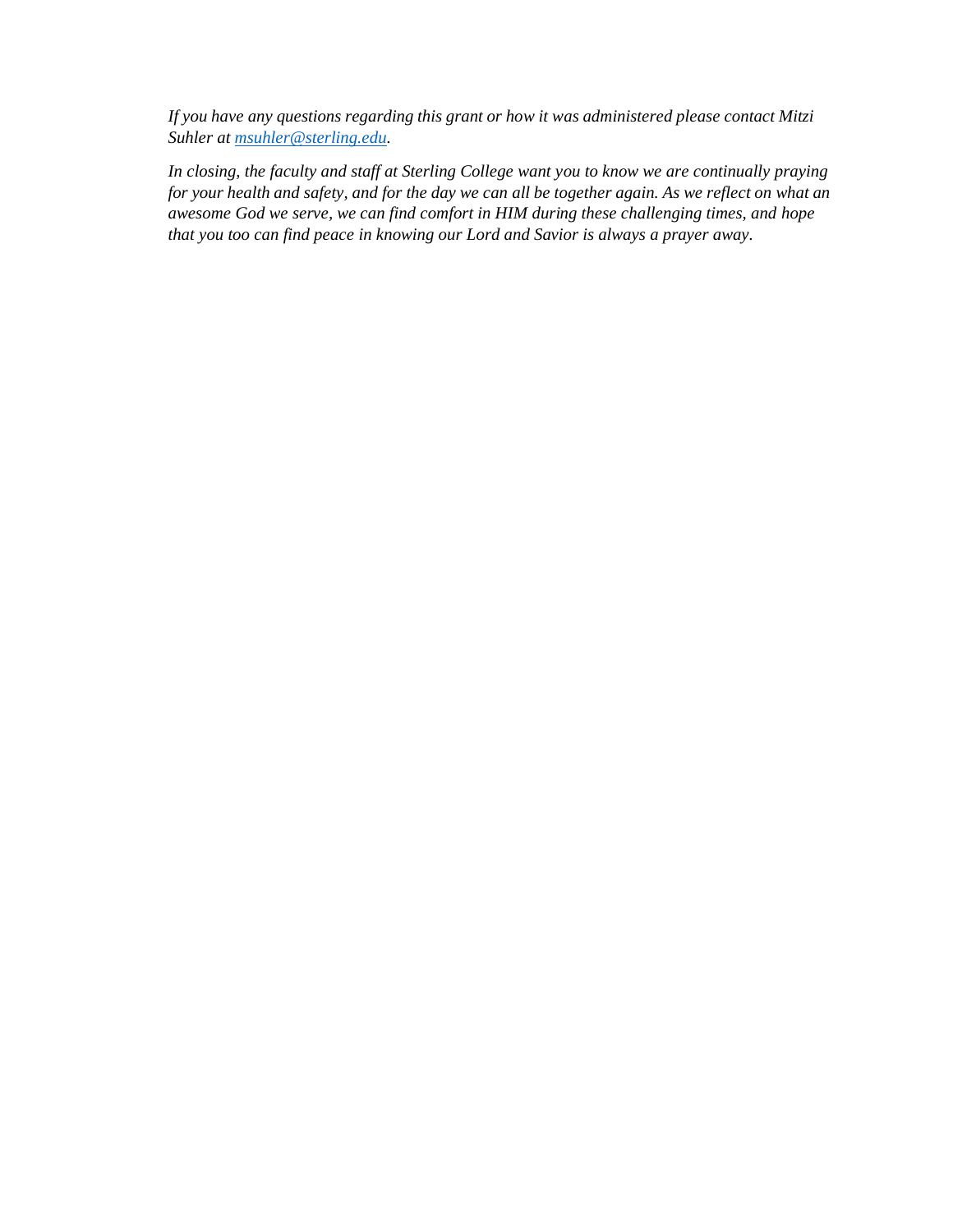*If you have any questions regarding this grant or how it was administered please contact Mitzi Suhler at [msuhler@sterling.edu](mailto:msuhler@sterling.edu).*

*In closing, the faculty and staff at Sterling College want you to know we are continually praying for your health and safety, and for the day we can all be together again. As we reflect on what an awesome God we serve, we can find comfort in HIM during these challenging times, and hope that you too can find peace in knowing our Lord and Savior is always a prayer away.*